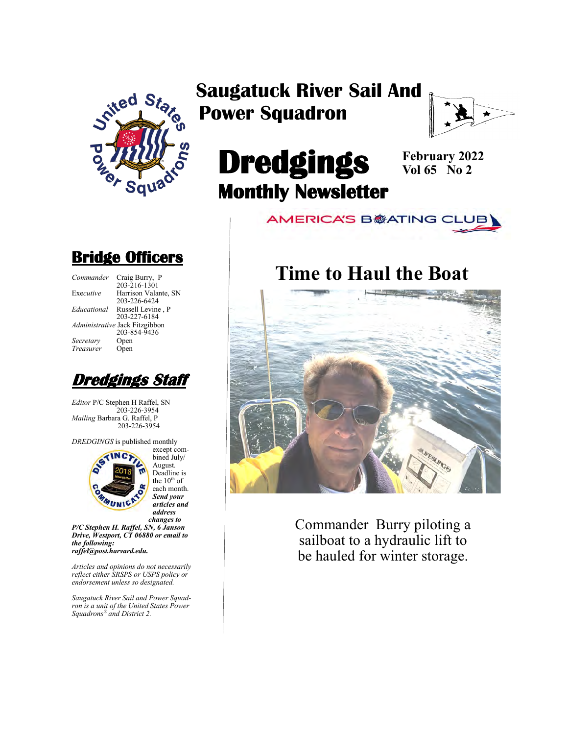# Saugatuck River Sail And Power Squadron

# Dredgings

## Monthly Newsletter

**February 2022**
**Vol 65 No 2**

AMERICA'S BOATING CLUB

## Bridge Officers

*Commander* Craig Burry, P
203-216-1301

*Executive* Harrison Valante, SN
203-226-6424

*Educational* Russell Levine , P
203-227-6184

*Administrative* Jack Fitzgibbon
203-854-9436

*Secretary* Open

*Treasurer* Open

## *Dredgings Staff*

*Editor* P/C Stephen H Raffel, SN
203-226-3954

*Mailing* Barbara G. Raffel, P
203-226-3954

*DREDGINGS* is published monthly except combined July/August. Deadline is the 10th of each month. ***Send your articles and address changes to P/C Stephen H. Raffel, SN, 6 Janson Drive, Westport, CT 06880 or email to the following: raffel@post.harvard.edu.***

*Articles and opinions do not necessarily reflect either SRSPS or USPS policy or endorsement unless so designated.*

*Saugatuck River Sail and Power Squadron is a unit of the United States Power Squadrons® and District 2.*

# Time to Haul the Boat

Commander Burry piloting a sailboat to a hydraulic lift to be hauled for winter storage.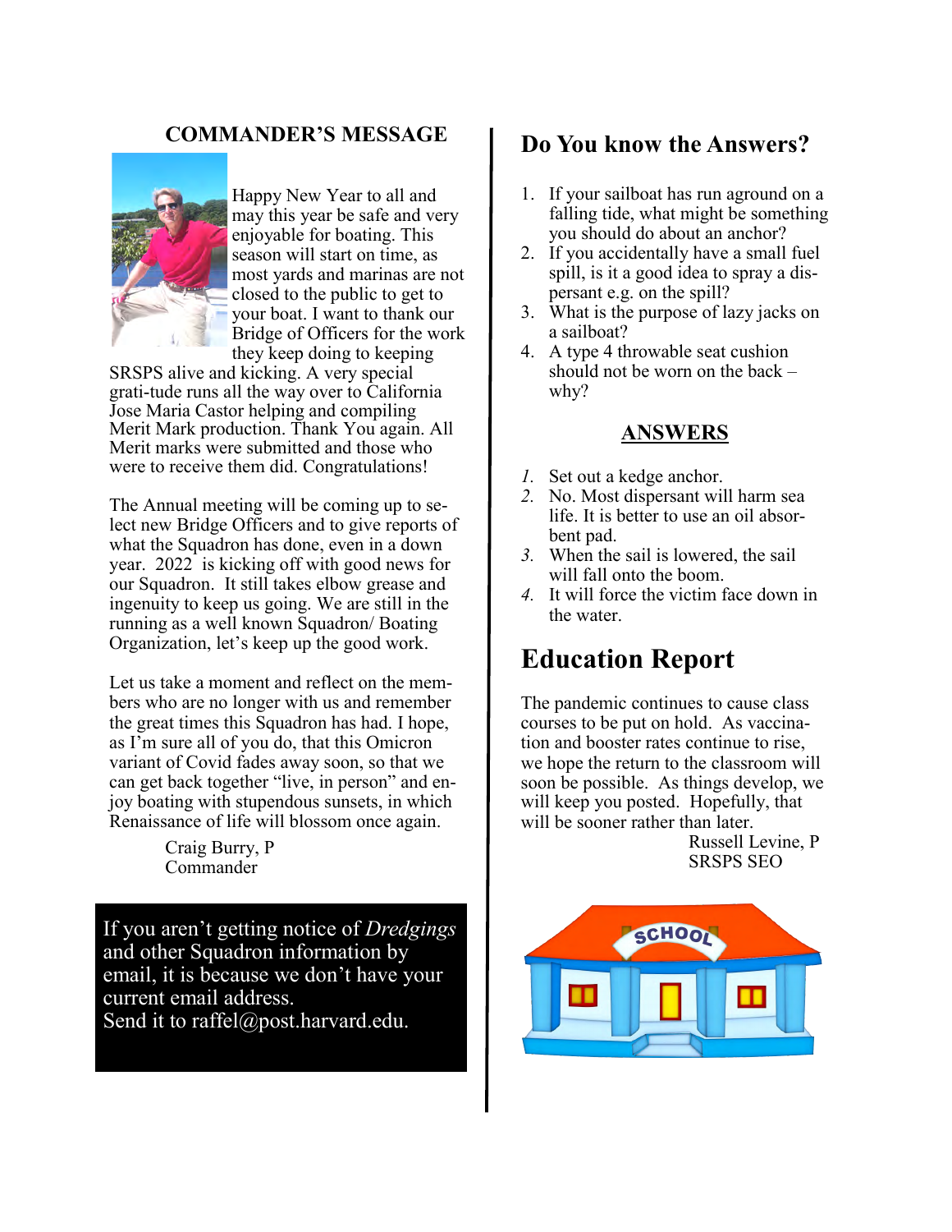## COMMANDER'S MESSAGE

Happy New Year to all and may this year be safe and very enjoyable for boating. This season will start on time, as most yards and marinas are not closed to the public to get to your boat. I want to thank our Bridge of Officers for the work they keep doing to keeping SRSPS alive and kicking. A very special gratitude runs all the way over to California Jose Maria Castor helping and compiling Merit Mark production. Thank You again. All Merit marks were submitted and those who were to receive them did. Congratulations!

The Annual meeting will be coming up to select new Bridge Officers and to give reports of what the Squadron has done, even in a down year. 2022 is kicking off with good news for our Squadron. It still takes elbow grease and ingenuity to keep us going. We are still in the running as a well known Squadron/ Boating Organization, let's keep up the good work.

Let us take a moment and reflect on the members who are no longer with us and remember the great times this Squadron has had. I hope, as I'm sure all of you do, that this Omicron variant of Covid fades away soon, so that we can get back together "live, in person" and enjoy boating with stupendous sunsets, in which Renaissance of life will blossom once again.

Craig Burry, P
Commander

If you aren't getting notice of *Dredgings* and other Squadron information by email, it is because we don't have your current email address.
Send it to raffel@post.harvard.edu.

## Do You know the Answers?

1. If your sailboat has run aground on a falling tide, what might be something you should do about an anchor?
2. If you accidentally have a small fuel spill, is it a good idea to spray a dispersant e.g. on the spill?
3. What is the purpose of lazy jacks on a sailboat?
4. A type 4 throwable seat cushion should not be worn on the back – why?

### ANSWERS

1. Set out a kedge anchor.
2. No. Most dispersant will harm sea life. It is better to use an oil absorbent pad.
3. When the sail is lowered, the sail will fall onto the boom.
4. It will force the victim face down in the water.

# Education Report

The pandemic continues to cause class courses to be put on hold. As vaccination and booster rates continue to rise, we hope the return to the classroom will soon be possible. As things develop, we will keep you posted. Hopefully, that will be sooner rather than later.

Russell Levine, P
SRSPS SEO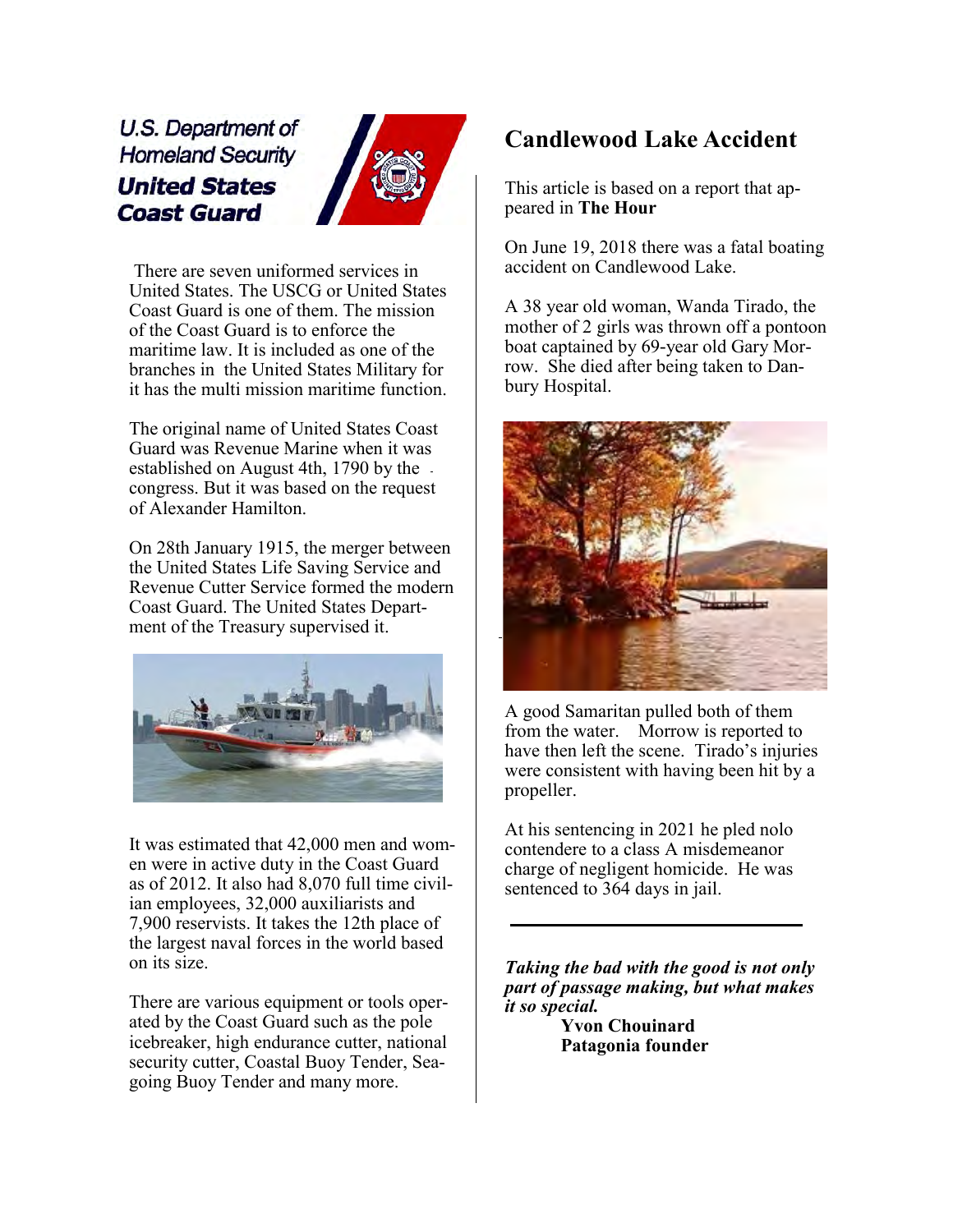**U.S. Department of Homeland Security**
**United States Coast Guard**

There are seven uniformed services in United States. The USCG or United States Coast Guard is one of them. The mission of the Coast Guard is to enforce the maritime law. It is included as one of the branches in the United States Military for it has the multi mission maritime function.

The original name of United States Coast Guard was Revenue Marine when it was established on August 4th, 1790 by the congress. But it was based on the request of Alexander Hamilton.

On 28th January 1915, the merger between the United States Life Saving Service and Revenue Cutter Service formed the modern Coast Guard. The United States Department of the Treasury supervised it.

It was estimated that 42,000 men and women were in active duty in the Coast Guard as of 2012. It also had 8,070 full time civilian employees, 32,000 auxiliarists and 7,900 reservists. It takes the 12th place of the largest naval forces in the world based on its size.

There are various equipment or tools operated by the Coast Guard such as the pole icebreaker, high endurance cutter, national security cutter, Coastal Buoy Tender, Seagoing Buoy Tender and many more.

## Candlewood Lake Accident

This article is based on a report that appeared in **The Hour**

On June 19, 2018 there was a fatal boating accident on Candlewood Lake.

A 38 year old woman, Wanda Tirado, the mother of 2 girls was thrown off a pontoon boat captained by 69-year old Gary Morrow. She died after being taken to Danbury Hospital.

A good Samaritan pulled both of them from the water. Morrow is reported to have then left the scene. Tirado's injuries were consistent with having been hit by a propeller.

At his sentencing in 2021 he pled nolo contendere to a class A misdemeanor charge of negligent homicide. He was sentenced to 364 days in jail.

---

***Taking the bad with the good is not only part of passage making, but what makes it so special.***

**Yvon Chouinard**
**Patagonia founder**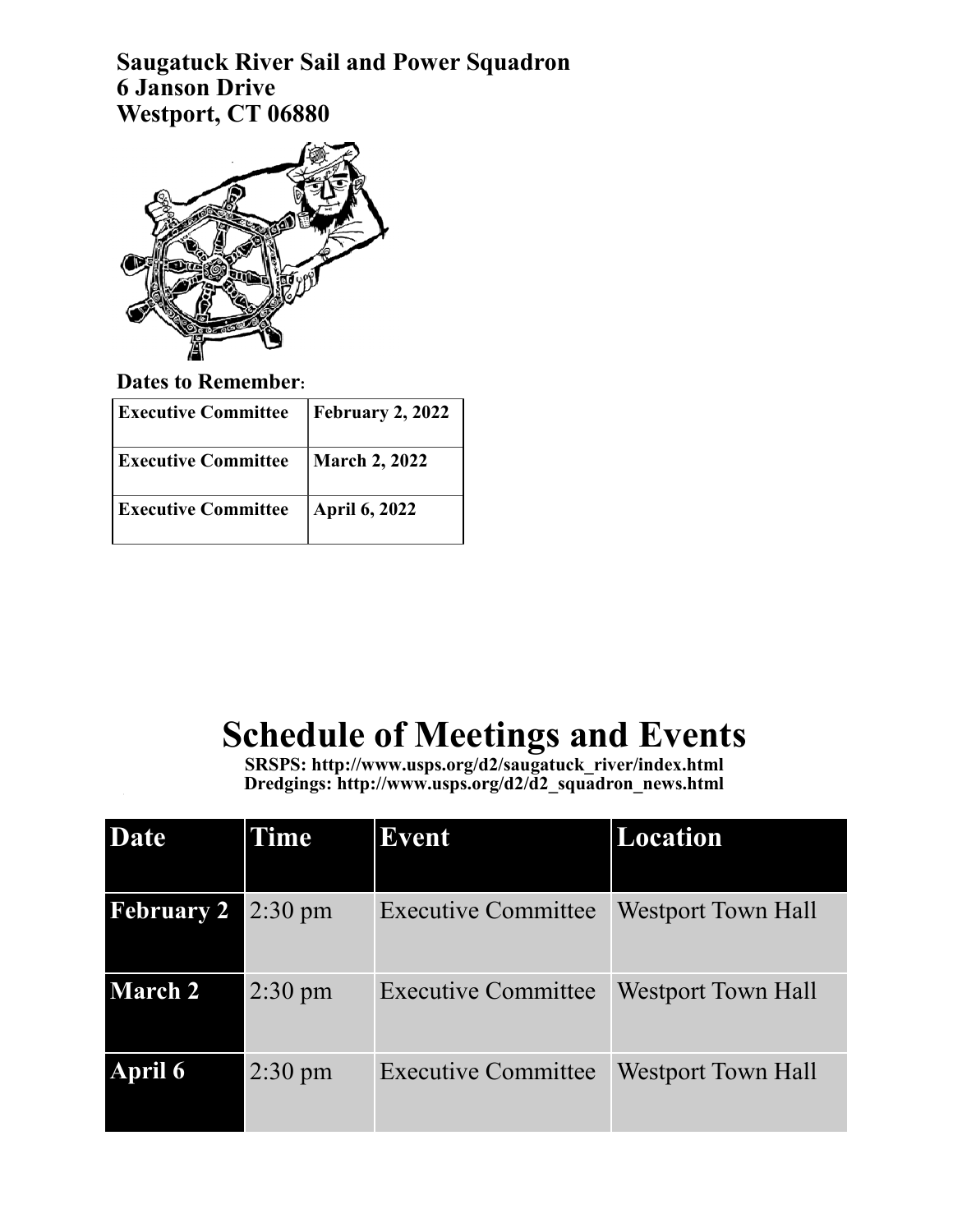**Saugatuck River Sail and Power Squadron**
**6 Janson Drive**
**Westport, CT 06880**

**Dates to Remember:**

| | |
|---|---|
| **Executive Committee** | **February 2, 2022** |
| **Executive Committee** | **March 2, 2022** |
| **Executive Committee** | **April 6, 2022** |

# Schedule of Meetings and Events

**SRSPS: http://www.usps.org/d2/saugatuck_river/index.html**
**Dredgings: http://www.usps.org/d2/d2_squadron_news.html**

| Date | Time | Event | Location |
|---|---|---|---|
| **February 2** | 2:30 pm | Executive Committee | Westport Town Hall |
| **March 2** | 2:30 pm | Executive Committee | Westport Town Hall |
| **April 6** | 2:30 pm | Executive Committee | Westport Town Hall |